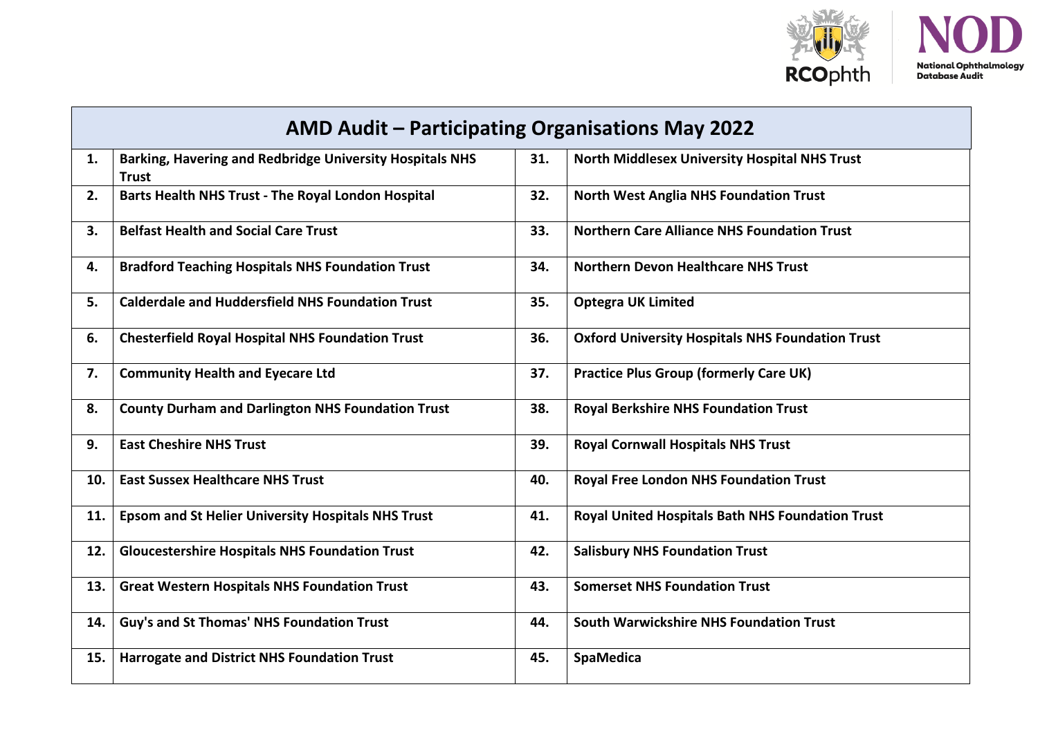| AMD Audit – Participating Organisations May 2022 | | | |
|---|---|---|---|
| **1.** | **Barking, Havering and Redbridge University Hospitals NHS Trust** | **31.** | **North Middlesex University Hospital NHS Trust** |
| **2.** | **Barts Health NHS Trust - The Royal London Hospital** | **32.** | **North West Anglia NHS Foundation Trust** |
| **3.** | **Belfast Health and Social Care Trust** | **33.** | **Northern Care Alliance NHS Foundation Trust** |
| **4.** | **Bradford Teaching Hospitals NHS Foundation Trust** | **34.** | **Northern Devon Healthcare NHS Trust** |
| **5.** | **Calderdale and Huddersfield NHS Foundation Trust** | **35.** | **Optegra UK Limited** |
| **6.** | **Chesterfield Royal Hospital NHS Foundation Trust** | **36.** | **Oxford University Hospitals NHS Foundation Trust** |
| **7.** | **Community Health and Eyecare Ltd** | **37.** | **Practice Plus Group (formerly Care UK)** |
| **8.** | **County Durham and Darlington NHS Foundation Trust** | **38.** | **Royal Berkshire NHS Foundation Trust** |
| **9.** | **East Cheshire NHS Trust** | **39.** | **Royal Cornwall Hospitals NHS Trust** |
| **10.** | **East Sussex Healthcare NHS Trust** | **40.** | **Royal Free London NHS Foundation Trust** |
| **11.** | **Epsom and St Helier University Hospitals NHS Trust** | **41.** | **Royal United Hospitals Bath NHS Foundation Trust** |
| **12.** | **Gloucestershire Hospitals NHS Foundation Trust** | **42.** | **Salisbury NHS Foundation Trust** |
| **13.** | **Great Western Hospitals NHS Foundation Trust** | **43.** | **Somerset NHS Foundation Trust** |
| **14.** | **Guy's and St Thomas' NHS Foundation Trust** | **44.** | **South Warwickshire NHS Foundation Trust** |
| **15.** | **Harrogate and District NHS Foundation Trust** | **45.** | **SpaMedica** |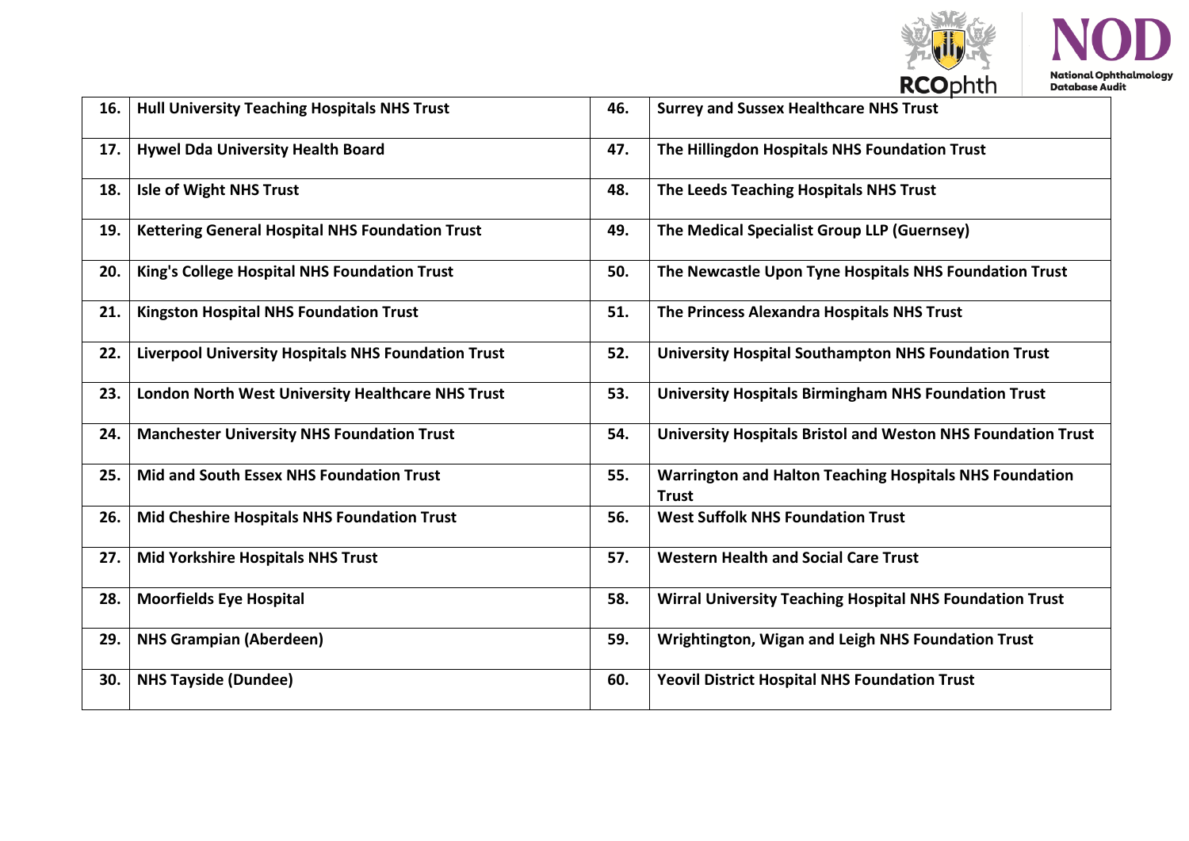| | | | |
|---|---|---|---|
| **16.** | **Hull University Teaching Hospitals NHS Trust** | **46.** | **Surrey and Sussex Healthcare NHS Trust** |
| **17.** | **Hywel Dda University Health Board** | **47.** | **The Hillingdon Hospitals NHS Foundation Trust** |
| **18.** | **Isle of Wight NHS Trust** | **48.** | **The Leeds Teaching Hospitals NHS Trust** |
| **19.** | **Kettering General Hospital NHS Foundation Trust** | **49.** | **The Medical Specialist Group LLP (Guernsey)** |
| **20.** | **King's College Hospital NHS Foundation Trust** | **50.** | **The Newcastle Upon Tyne Hospitals NHS Foundation Trust** |
| **21.** | **Kingston Hospital NHS Foundation Trust** | **51.** | **The Princess Alexandra Hospitals NHS Trust** |
| **22.** | **Liverpool University Hospitals NHS Foundation Trust** | **52.** | **University Hospital Southampton NHS Foundation Trust** |
| **23.** | **London North West University Healthcare NHS Trust** | **53.** | **University Hospitals Birmingham NHS Foundation Trust** |
| **24.** | **Manchester University NHS Foundation Trust** | **54.** | **University Hospitals Bristol and Weston NHS Foundation Trust** |
| **25.** | **Mid and South Essex NHS Foundation Trust** | **55.** | **Warrington and Halton Teaching Hospitals NHS Foundation Trust** |
| **26.** | **Mid Cheshire Hospitals NHS Foundation Trust** | **56.** | **West Suffolk NHS Foundation Trust** |
| **27.** | **Mid Yorkshire Hospitals NHS Trust** | **57.** | **Western Health and Social Care Trust** |
| **28.** | **Moorfields Eye Hospital** | **58.** | **Wirral University Teaching Hospital NHS Foundation Trust** |
| **29.** | **NHS Grampian (Aberdeen)** | **59.** | **Wrightington, Wigan and Leigh NHS Foundation Trust** |
| **30.** | **NHS Tayside (Dundee)** | **60.** | **Yeovil District Hospital NHS Foundation Trust** |